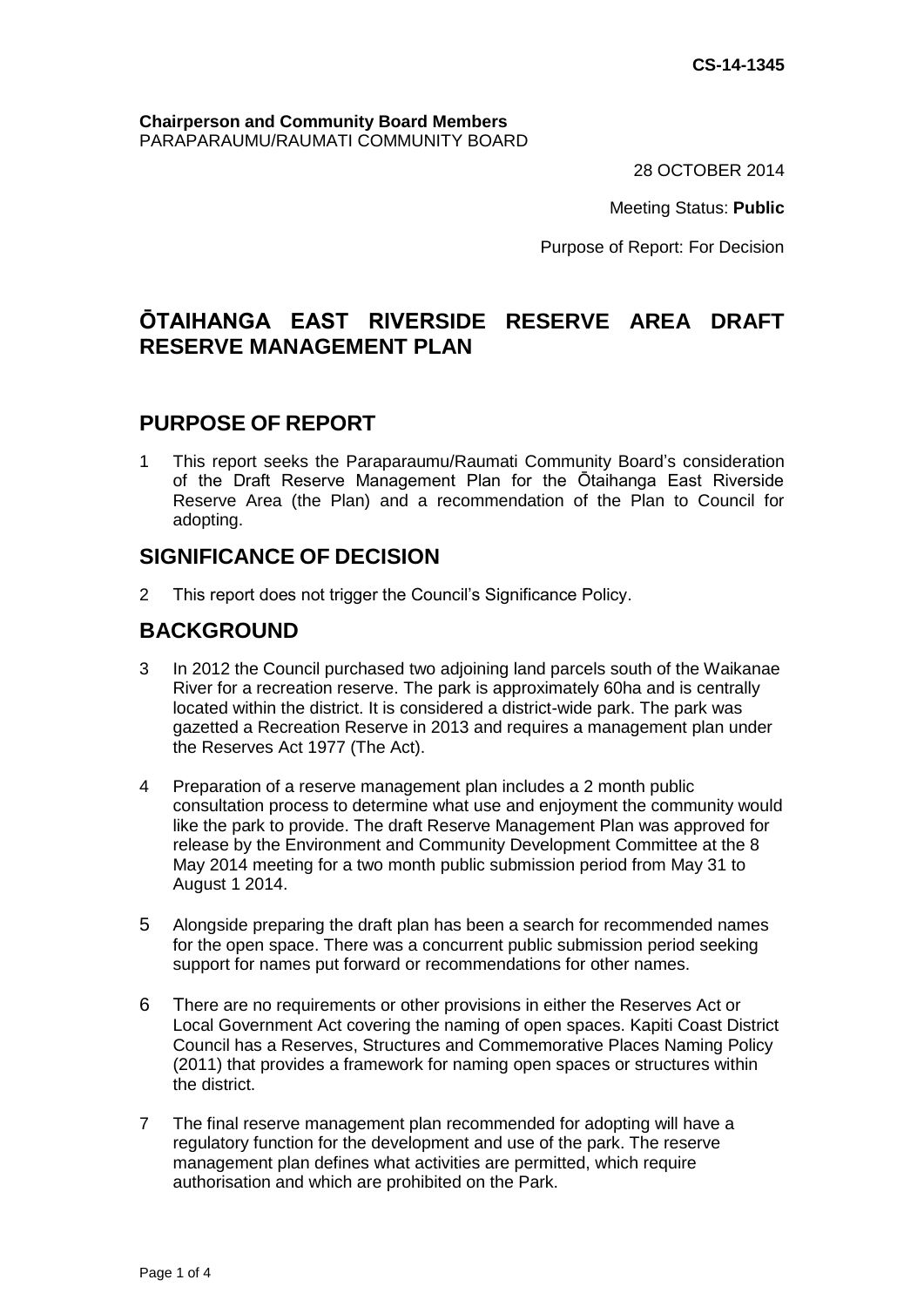**CS-14-1345**

**Chairperson and Community Board Members**
PARAPARAUMU/RAUMATI COMMUNITY BOARD

28 OCTOBER 2014

Meeting Status: **Public**

Purpose of Report: For Decision

# ŌTAIHANGA EAST RIVERSIDE RESERVE AREA DRAFT RESERVE MANAGEMENT PLAN

## PURPOSE OF REPORT

1 This report seeks the Paraparaumu/Raumati Community Board's consideration of the Draft Reserve Management Plan for the Ōtaihanga East Riverside Reserve Area (the Plan) and a recommendation of the Plan to Council for adopting.

## SIGNIFICANCE OF DECISION

2 This report does not trigger the Council's Significance Policy.

## BACKGROUND

3 In 2012 the Council purchased two adjoining land parcels south of the Waikanae River for a recreation reserve. The park is approximately 60ha and is centrally located within the district. It is considered a district-wide park. The park was gazetted a Recreation Reserve in 2013 and requires a management plan under the Reserves Act 1977 (The Act).

4 Preparation of a reserve management plan includes a 2 month public consultation process to determine what use and enjoyment the community would like the park to provide. The draft Reserve Management Plan was approved for release by the Environment and Community Development Committee at the 8 May 2014 meeting for a two month public submission period from May 31 to August 1 2014.

5 Alongside preparing the draft plan has been a search for recommended names for the open space. There was a concurrent public submission period seeking support for names put forward or recommendations for other names.

6 There are no requirements or other provisions in either the Reserves Act or Local Government Act covering the naming of open spaces. Kapiti Coast District Council has a Reserves, Structures and Commemorative Places Naming Policy (2011) that provides a framework for naming open spaces or structures within the district.

7 The final reserve management plan recommended for adopting will have a regulatory function for the development and use of the park. The reserve management plan defines what activities are permitted, which require authorisation and which are prohibited on the Park.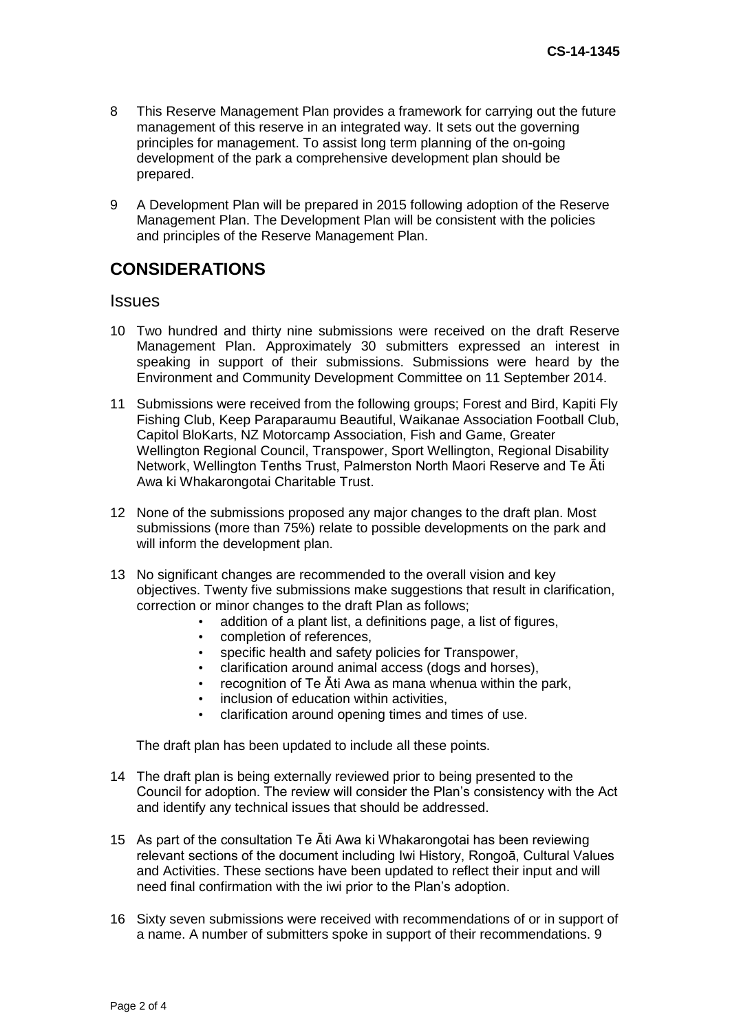8 This Reserve Management Plan provides a framework for carrying out the future management of this reserve in an integrated way. It sets out the governing principles for management. To assist long term planning of the on-going development of the park a comprehensive development plan should be prepared.

9 A Development Plan will be prepared in 2015 following adoption of the Reserve Management Plan. The Development Plan will be consistent with the policies and principles of the Reserve Management Plan.

## CONSIDERATIONS

### Issues

10 Two hundred and thirty nine submissions were received on the draft Reserve Management Plan. Approximately 30 submitters expressed an interest in speaking in support of their submissions. Submissions were heard by the Environment and Community Development Committee on 11 September 2014.

11 Submissions were received from the following groups; Forest and Bird, Kapiti Fly Fishing Club, Keep Paraparaumu Beautiful, Waikanae Association Football Club, Capitol BloKarts, NZ Motorcamp Association, Fish and Game, Greater Wellington Regional Council, Transpower, Sport Wellington, Regional Disability Network, Wellington Tenths Trust, Palmerston North Maori Reserve and Te Āti Awa ki Whakarongotai Charitable Trust.

12 None of the submissions proposed any major changes to the draft plan. Most submissions (more than 75%) relate to possible developments on the park and will inform the development plan.

13 No significant changes are recommended to the overall vision and key objectives. Twenty five submissions make suggestions that result in clarification, correction or minor changes to the draft Plan as follows;

- addition of a plant list, a definitions page, a list of figures,
- completion of references,
- specific health and safety policies for Transpower,
- clarification around animal access (dogs and horses),
- recognition of Te Āti Awa as mana whenua within the park,
- inclusion of education within activities,
- clarification around opening times and times of use.

The draft plan has been updated to include all these points.

14 The draft plan is being externally reviewed prior to being presented to the Council for adoption. The review will consider the Plan's consistency with the Act and identify any technical issues that should be addressed.

15 As part of the consultation Te Āti Awa ki Whakarongotai has been reviewing relevant sections of the document including Iwi History, Rongoā, Cultural Values and Activities. These sections have been updated to reflect their input and will need final confirmation with the iwi prior to the Plan's adoption.

16 Sixty seven submissions were received with recommendations of or in support of a name. A number of submitters spoke in support of their recommendations. 9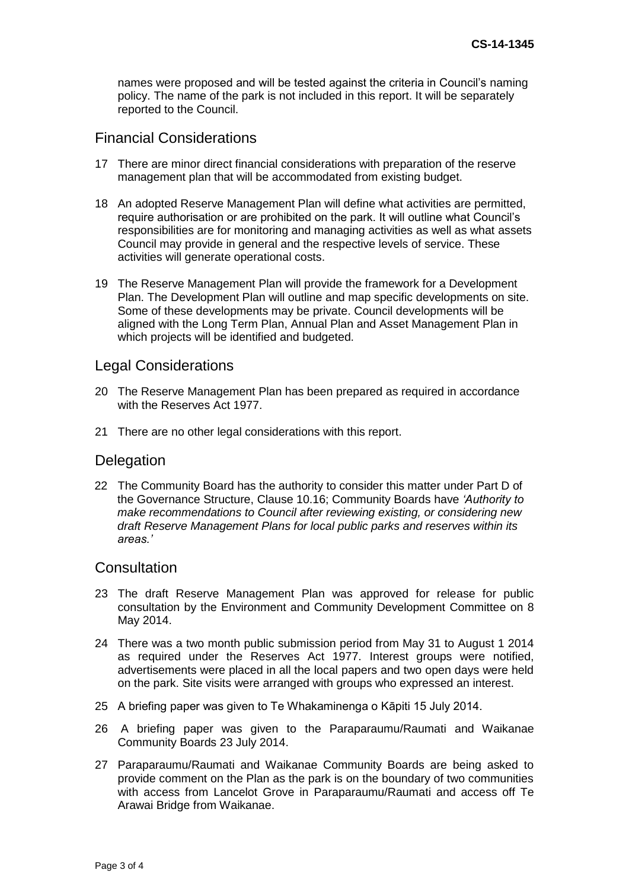names were proposed and will be tested against the criteria in Council's naming policy. The name of the park is not included in this report. It will be separately reported to the Council.

## Financial Considerations

17 There are minor direct financial considerations with preparation of the reserve management plan that will be accommodated from existing budget.

18 An adopted Reserve Management Plan will define what activities are permitted, require authorisation or are prohibited on the park. It will outline what Council's responsibilities are for monitoring and managing activities as well as what assets Council may provide in general and the respective levels of service. These activities will generate operational costs.

19 The Reserve Management Plan will provide the framework for a Development Plan. The Development Plan will outline and map specific developments on site. Some of these developments may be private. Council developments will be aligned with the Long Term Plan, Annual Plan and Asset Management Plan in which projects will be identified and budgeted.

## Legal Considerations

20 The Reserve Management Plan has been prepared as required in accordance with the Reserves Act 1977.

21 There are no other legal considerations with this report.

## Delegation

22 The Community Board has the authority to consider this matter under Part D of the Governance Structure, Clause 10.16; Community Boards have *'Authority to make recommendations to Council after reviewing existing, or considering new draft Reserve Management Plans for local public parks and reserves within its areas.'*

## Consultation

23 The draft Reserve Management Plan was approved for release for public consultation by the Environment and Community Development Committee on 8 May 2014.

24 There was a two month public submission period from May 31 to August 1 2014 as required under the Reserves Act 1977. Interest groups were notified, advertisements were placed in all the local papers and two open days were held on the park. Site visits were arranged with groups who expressed an interest.

25 A briefing paper was given to Te Whakaminenga o Kāpiti 15 July 2014.

26 A briefing paper was given to the Paraparaumu/Raumati and Waikanae Community Boards 23 July 2014.

27 Paraparaumu/Raumati and Waikanae Community Boards are being asked to provide comment on the Plan as the park is on the boundary of two communities with access from Lancelot Grove in Paraparaumu/Raumati and access off Te Arawai Bridge from Waikanae.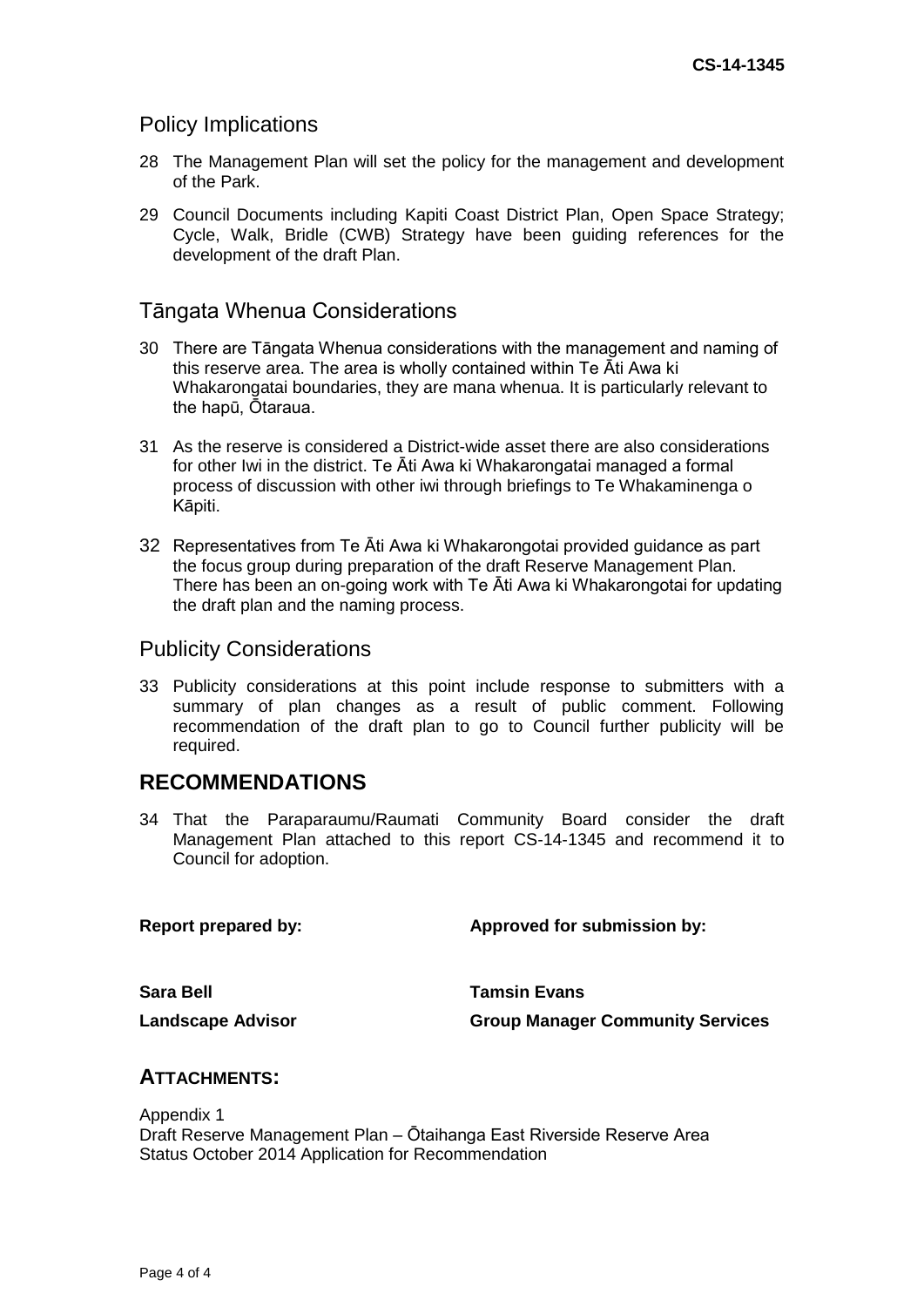## Policy Implications

28 The Management Plan will set the policy for the management and development of the Park.

29 Council Documents including Kapiti Coast District Plan, Open Space Strategy; Cycle, Walk, Bridle (CWB) Strategy have been guiding references for the development of the draft Plan.

## Tāngata Whenua Considerations

30 There are Tāngata Whenua considerations with the management and naming of this reserve area. The area is wholly contained within Te Āti Awa ki Whakarongatai boundaries, they are mana whenua. It is particularly relevant to the hapū, Ōtaraua.

31 As the reserve is considered a District-wide asset there are also considerations for other Iwi in the district. Te Āti Awa ki Whakarongatai managed a formal process of discussion with other iwi through briefings to Te Whakaminenga o Kāpiti.

32 Representatives from Te Āti Awa ki Whakarongotai provided guidance as part the focus group during preparation of the draft Reserve Management Plan. There has been an on-going work with Te Āti Awa ki Whakarongotai for updating the draft plan and the naming process.

## Publicity Considerations

33 Publicity considerations at this point include response to submitters with a summary of plan changes as a result of public comment. Following recommendation of the draft plan to go to Council further publicity will be required.

# RECOMMENDATIONS

34 That the Paraparaumu/Raumati Community Board consider the draft Management Plan attached to this report CS-14-1345 and recommend it to Council for adoption.

| | |
|---|---|
| **Report prepared by:** | **Approved for submission by:** |
| **Sara Bell** | **Tamsin Evans** |
| **Landscape Advisor** | **Group Manager Community Services** |

## ATTACHMENTS:

Appendix 1
Draft Reserve Management Plan – Ōtaihanga East Riverside Reserve Area
Status October 2014 Application for Recommendation